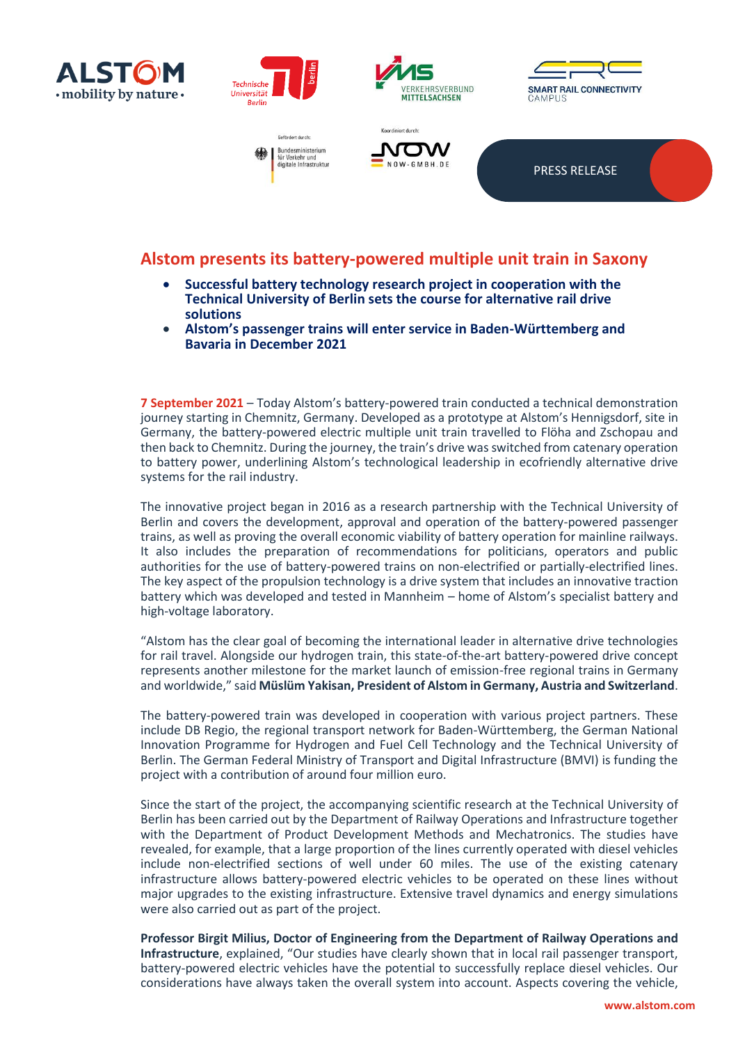PRESS RELEASE

# Alstom presents its battery-powered multiple unit train in Saxony

- **Successful battery technology research project in cooperation with the Technical University of Berlin sets the course for alternative rail drive solutions**
- **Alstom's passenger trains will enter service in Baden-Württemberg and Bavaria in December 2021**

**7 September 2021** – Today Alstom's battery-powered train conducted a technical demonstration journey starting in Chemnitz, Germany. Developed as a prototype at Alstom's Hennigsdorf, site in Germany, the battery-powered electric multiple unit train travelled to Flöha and Zschopau and then back to Chemnitz. During the journey, the train's drive was switched from catenary operation to battery power, underlining Alstom's technological leadership in ecofriendly alternative drive systems for the rail industry.

The innovative project began in 2016 as a research partnership with the Technical University of Berlin and covers the development, approval and operation of the battery-powered passenger trains, as well as proving the overall economic viability of battery operation for mainline railways. It also includes the preparation of recommendations for politicians, operators and public authorities for the use of battery-powered trains on non-electrified or partially-electrified lines. The key aspect of the propulsion technology is a drive system that includes an innovative traction battery which was developed and tested in Mannheim – home of Alstom's specialist battery and high-voltage laboratory.

"Alstom has the clear goal of becoming the international leader in alternative drive technologies for rail travel. Alongside our hydrogen train, this state-of-the-art battery-powered drive concept represents another milestone for the market launch of emission-free regional trains in Germany and worldwide," said **Müslüm Yakisan, President of Alstom in Germany, Austria and Switzerland**.

The battery-powered train was developed in cooperation with various project partners. These include DB Regio, the regional transport network for Baden-Württemberg, the German National Innovation Programme for Hydrogen and Fuel Cell Technology and the Technical University of Berlin. The German Federal Ministry of Transport and Digital Infrastructure (BMVI) is funding the project with a contribution of around four million euro.

Since the start of the project, the accompanying scientific research at the Technical University of Berlin has been carried out by the Department of Railway Operations and Infrastructure together with the Department of Product Development Methods and Mechatronics. The studies have revealed, for example, that a large proportion of the lines currently operated with diesel vehicles include non-electrified sections of well under 60 miles. The use of the existing catenary infrastructure allows battery-powered electric vehicles to be operated on these lines without major upgrades to the existing infrastructure. Extensive travel dynamics and energy simulations were also carried out as part of the project.

**Professor Birgit Milius, Doctor of Engineering from the Department of Railway Operations and Infrastructure**, explained, "Our studies have clearly shown that in local rail passenger transport, battery-powered electric vehicles have the potential to successfully replace diesel vehicles. Our considerations have always taken the overall system into account. Aspects covering the vehicle,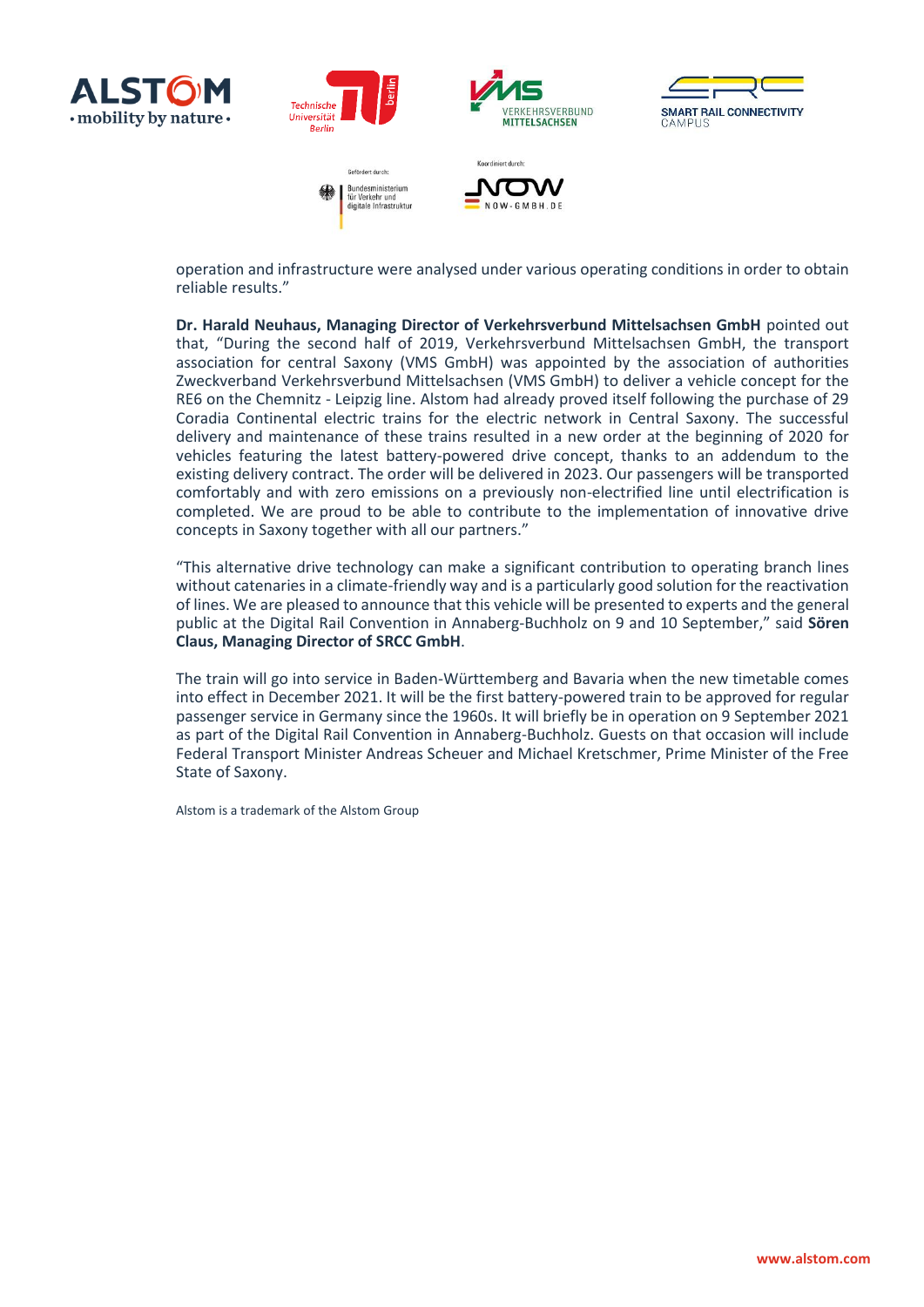operation and infrastructure were analysed under various operating conditions in order to obtain reliable results."

**Dr. Harald Neuhaus, Managing Director of Verkehrsverbund Mittelsachsen GmbH** pointed out that, "During the second half of 2019, Verkehrsverbund Mittelsachsen GmbH, the transport association for central Saxony (VMS GmbH) was appointed by the association of authorities Zweckverband Verkehrsverbund Mittelsachsen (VMS GmbH) to deliver a vehicle concept for the RE6 on the Chemnitz - Leipzig line. Alstom had already proved itself following the purchase of 29 Coradia Continental electric trains for the electric network in Central Saxony. The successful delivery and maintenance of these trains resulted in a new order at the beginning of 2020 for vehicles featuring the latest battery-powered drive concept, thanks to an addendum to the existing delivery contract. The order will be delivered in 2023. Our passengers will be transported comfortably and with zero emissions on a previously non-electrified line until electrification is completed. We are proud to be able to contribute to the implementation of innovative drive concepts in Saxony together with all our partners."

"This alternative drive technology can make a significant contribution to operating branch lines without catenaries in a climate-friendly way and is a particularly good solution for the reactivation of lines. We are pleased to announce that this vehicle will be presented to experts and the general public at the Digital Rail Convention in Annaberg-Buchholz on 9 and 10 September," said **Sören Claus, Managing Director of SRCC GmbH**.

The train will go into service in Baden-Württemberg and Bavaria when the new timetable comes into effect in December 2021. It will be the first battery-powered train to be approved for regular passenger service in Germany since the 1960s. It will briefly be in operation on 9 September 2021 as part of the Digital Rail Convention in Annaberg-Buchholz. Guests on that occasion will include Federal Transport Minister Andreas Scheuer and Michael Kretschmer, Prime Minister of the Free State of Saxony.

Alstom is a trademark of the Alstom Group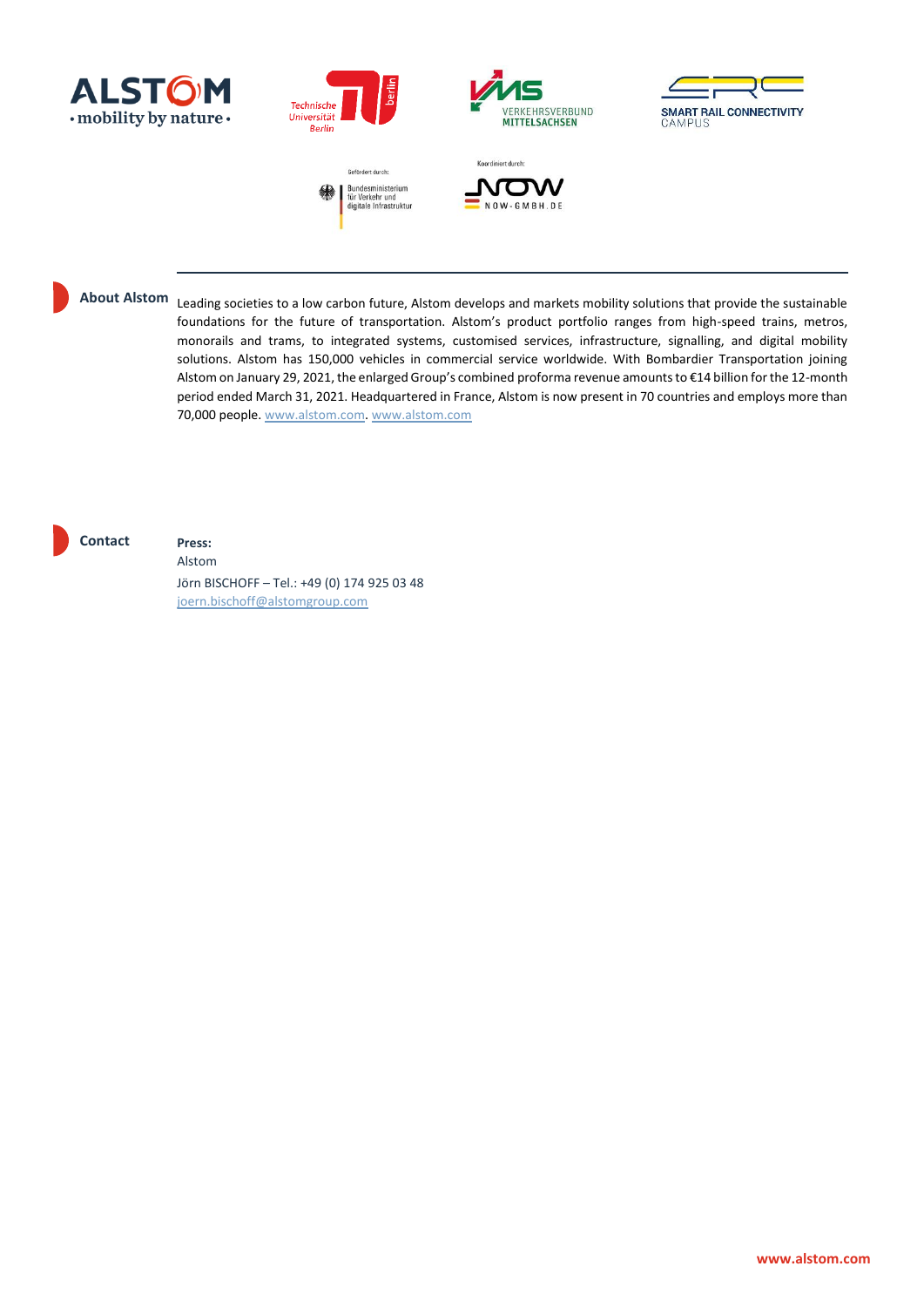**About Alstom**

Leading societies to a low carbon future, Alstom develops and markets mobility solutions that provide the sustainable foundations for the future of transportation. Alstom's product portfolio ranges from high-speed trains, metros, monorails and trams, to integrated systems, customised services, infrastructure, signalling, and digital mobility solutions. Alstom has 150,000 vehicles in commercial service worldwide. With Bombardier Transportation joining Alstom on January 29, 2021, the enlarged Group's combined proforma revenue amounts to €14 billion for the 12-month period ended March 31, 2021. Headquartered in France, Alstom is now present in 70 countries and employs more than 70,000 people. www.alstom.com. www.alstom.com

**Contact**

**Press:**
Alstom
Jörn BISCHOFF – Tel.: +49 (0) 174 925 03 48
joern.bischoff@alstomgroup.com